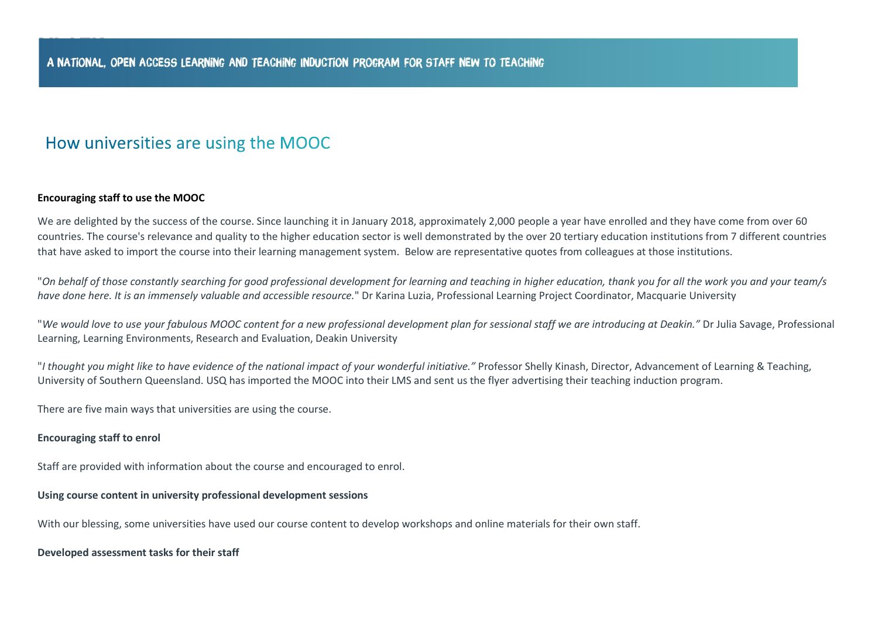A NATIONAL, OPEN ACCESS LEARNING AND TEACHING INDUCTION PROGRAM FOR STAFF NEW TO TEACHING

# How universities are using the MOOC

**Encouraging staff to use the MOOC**

We are delighted by the success of the course. Since launching it in January 2018, approximately 2,000 people a year have enrolled and they have come from over 60 countries. The course's relevance and quality to the higher education sector is well demonstrated by the over 20 tertiary education institutions from 7 different countries that have asked to import the course into their learning management system. Below are representative quotes from colleagues at those institutions.

"*On behalf of those constantly searching for good professional development for learning and teaching in higher education, thank you for all the work you and your team/s have done here. It is an immensely valuable and accessible resource.*" Dr Karina Luzia, Professional Learning Project Coordinator, Macquarie University

"*We would love to use your fabulous MOOC content for a new professional development plan for sessional staff we are introducing at Deakin.*" Dr Julia Savage, Professional Learning, Learning Environments, Research and Evaluation, Deakin University

"*I thought you might like to have evidence of the national impact of your wonderful initiative.*" Professor Shelly Kinash, Director, Advancement of Learning & Teaching, University of Southern Queensland. USQ has imported the MOOC into their LMS and sent us the flyer advertising their teaching induction program.

There are five main ways that universities are using the course.

**Encouraging staff to enrol**

Staff are provided with information about the course and encouraged to enrol.

**Using course content in university professional development sessions**

With our blessing, some universities have used our course content to develop workshops and online materials for their own staff.

**Developed assessment tasks for their staff**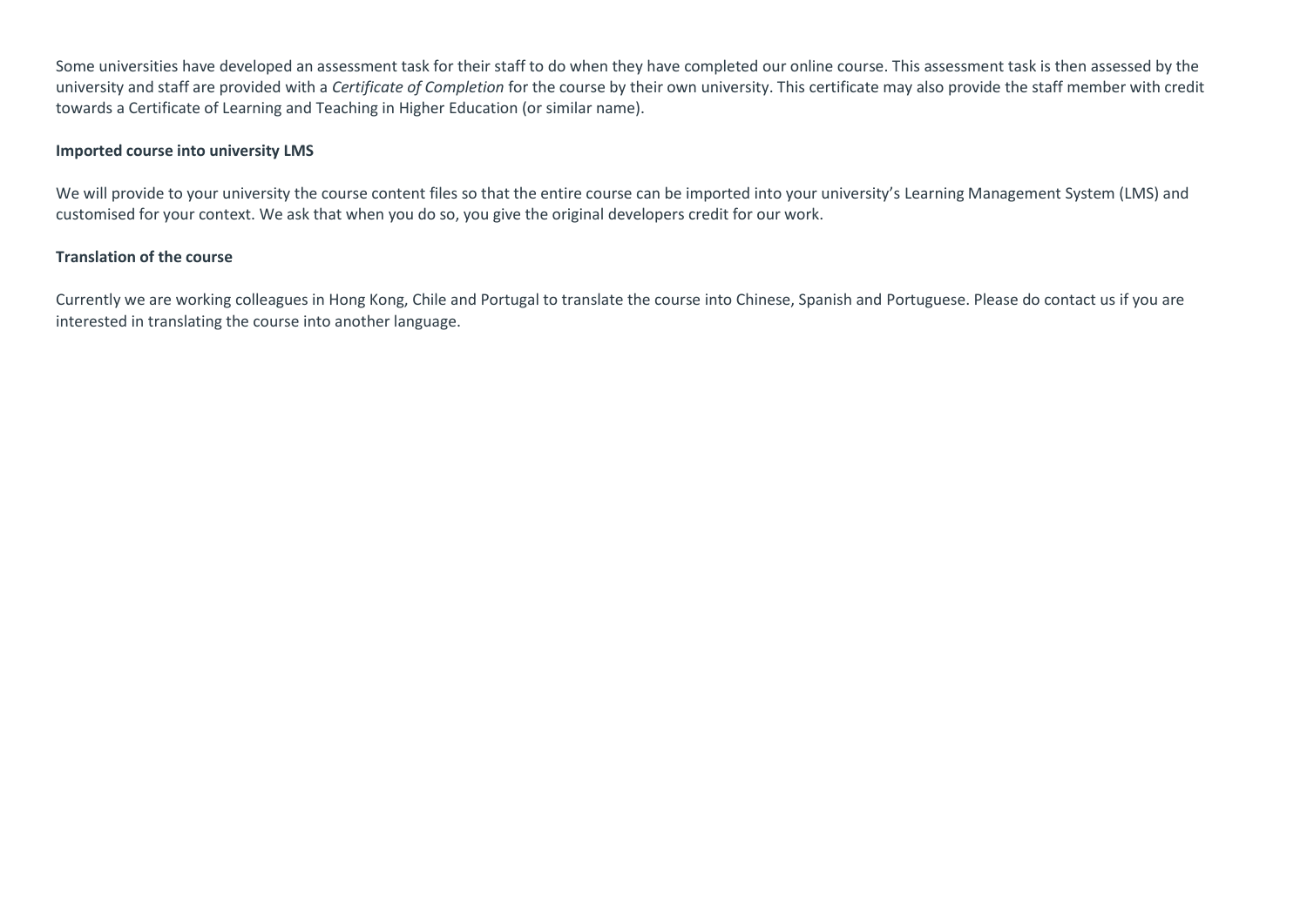Some universities have developed an assessment task for their staff to do when they have completed our online course. This assessment task is then assessed by the university and staff are provided with a *Certificate of Completion* for the course by their own university. This certificate may also provide the staff member with credit towards a Certificate of Learning and Teaching in Higher Education (or similar name).

**Imported course into university LMS**

We will provide to your university the course content files so that the entire course can be imported into your university's Learning Management System (LMS) and customised for your context. We ask that when you do so, you give the original developers credit for our work.

**Translation of the course**

Currently we are working colleagues in Hong Kong, Chile and Portugal to translate the course into Chinese, Spanish and Portuguese. Please do contact us if you are interested in translating the course into another language.